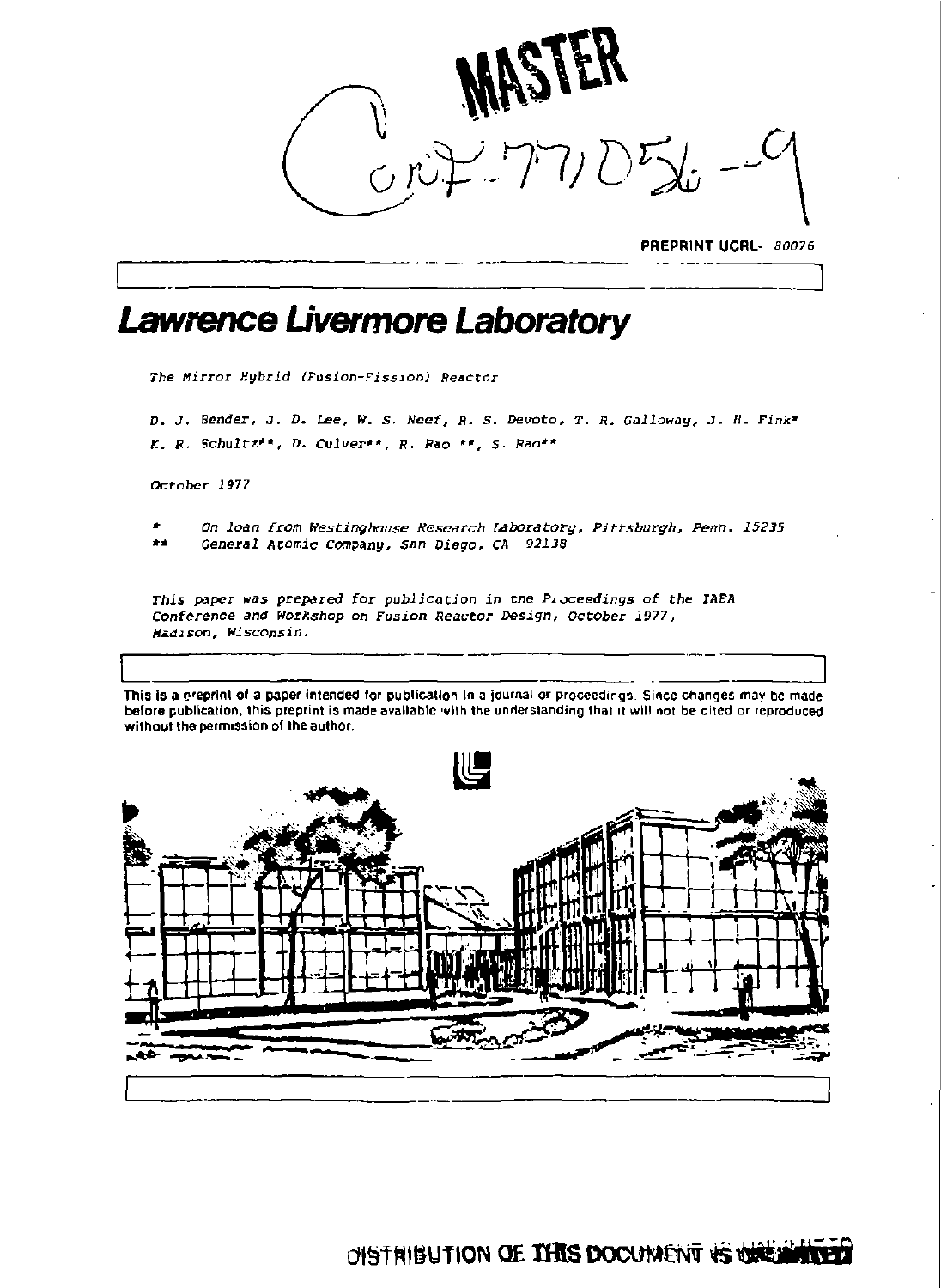MASTER

CONF-771056--9

PREPRINT UCRL- 80076

# Lawrence Livermore Laboratory

*The Mirror Hybrid (Fusion-Fission) Reactor*

*D. J. Bender, J. D. Lee, W. S. Neef, R. S. Devoto, T. R. Galloway, J. H. Fink\**
*K. R. Schultz\*\*, D. Culver\*\*, R. Rao \*\*, S. Rao\*\**

*October 1977*

\* *On loan from Westinghouse Research Laboratory, Pittsburgh, Penn. 15235*
\*\* *General Atomic Company, San Diego, CA 92138*

*This paper was prepared for publication in the Proceedings of the IAEA Conference and Workshop on Fusion Reactor Design, October 1977, Madison, Wisconsin.*

This is a preprint of a paper intended for publication in a journal or proceedings. Since changes may be made before publication, this preprint is made available with the understanding that it will not be cited or reproduced without the permission of the author.

DISTRIBUTION OF THIS DOCUMENT IS UNLIMITED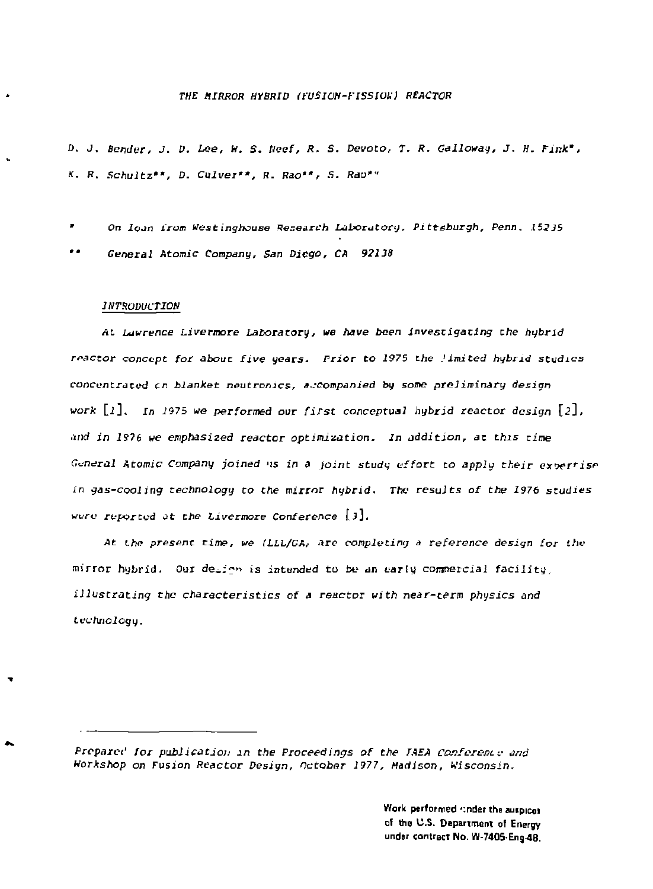# THE MIRROR HYBRID (FUSION-FISSION) REACTOR

D. J. Bender, J. D. Lee, W. S. Neef, R. S. Devoto, T. R. Galloway, J. H. Fink*, K. R. Schultz**, D. Culver**, R. Rao**, S. Rao**

\* On loan from Westinghouse Research Laboratory, Pittsburgh, Penn. 15235

\*\* General Atomic Company, San Diego, CA 92138

## INTRODUCTION

At Lawrence Livermore Laboratory, we have been investigating the hybrid reactor concept for about five years. Prior to 1975 the limited hybrid studies concentrated on blanket neutronics, accompanied by some preliminary design work [1]. In 1975 we performed our first conceptual hybrid reactor design [2], and in 1976 we emphasized reactor optimization. In addition, at this time General Atomic Company joined us in a joint study effort to apply their expertise in gas-cooling technology to the mirror hybrid. The results of the 1976 studies were reported at the Livermore Conference [3].

At the present time, we (LLL/GA) are completing a reference design for the mirror hybrid. Our design is intended to be an early commercial facility, illustrating the characteristics of a reactor with near-term physics and technology.

---

Prepared for publication in the Proceedings of the IAEA Conference and Workshop on Fusion Reactor Design, October 1977, Madison, Wisconsin.

Work performed under the auspices of the U.S. Department of Energy under contract No. W-7405-Eng-48.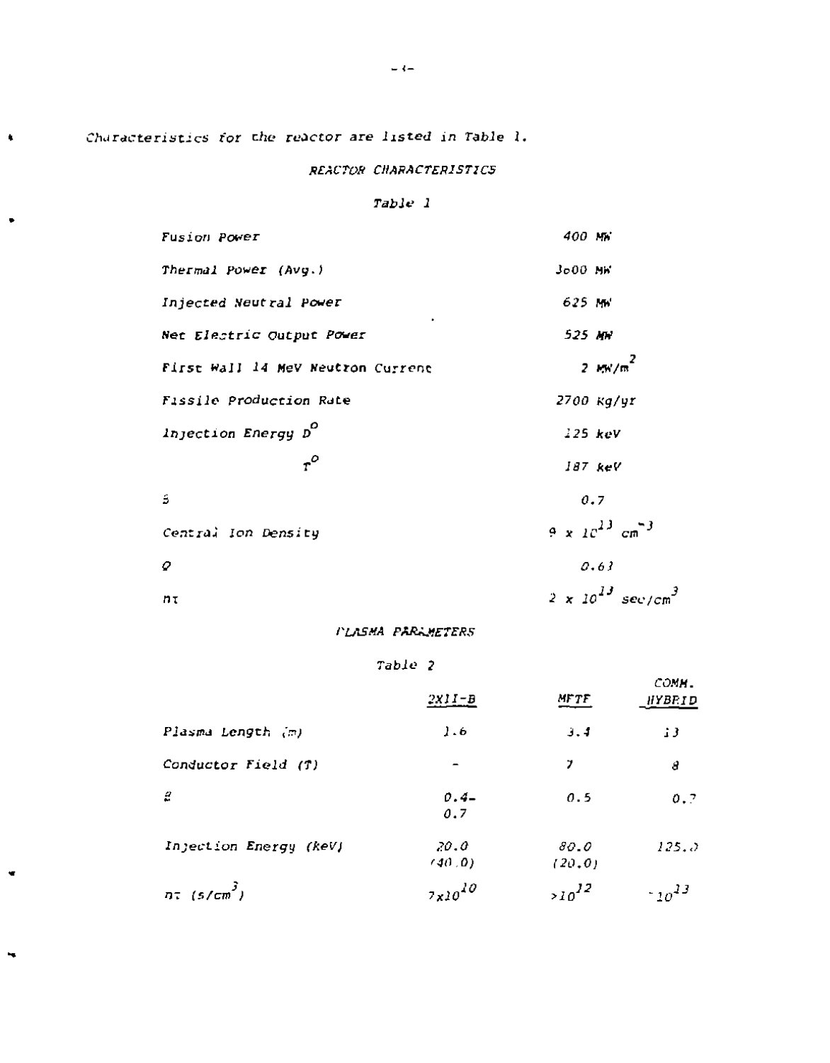Characteristics for the reactor are listed in Table 1.

REACTOR CHARACTERISTICS

Table 1

| | |
|---|---|
| Fusion Power | 400 MW |
| Thermal Power (Avg.) | 3600 MW |
| Injected Neutral Power | 625 MW |
| Net Electric Output Power | 525 MW |
| First Wall 14 MeV Neutron Current | 2 $MW/m^2$ |
| Fissile Production Rate | 2700 Kg/yr |
| Injection Energy $D^o$ | 125 keV |
| $T^o$ | 187 keV |
| $\beta$ | 0.7 |
| Central Ion Density | $9 \times 10^{13}$ $cm^{-3}$ |
| Q | 0.63 |
| $n\tau$ | $2 \times 10^{13}$ $sec/cm^3$ |

PLASMA PARAMETERS

Table 2

| | 2XII-B | MFTF | COMM. HYBRID |
|---|---|---|---|
| Plasma Length (m) | 1.6 | 3.4 | 13 |
| Conductor Field (T) | - | 7 | 8 |
| $\beta$ | 0.4-0.7 | 0.5 | 0.7 |
| Injection Energy (keV) | 20.0 (40.0) | 80.0 (20.0) | 125.0 |
| $n\tau$ $(s/cm^3)$ | $7\times10^{10}$ | $>10^{12}$ | $\sim10^{13}$ |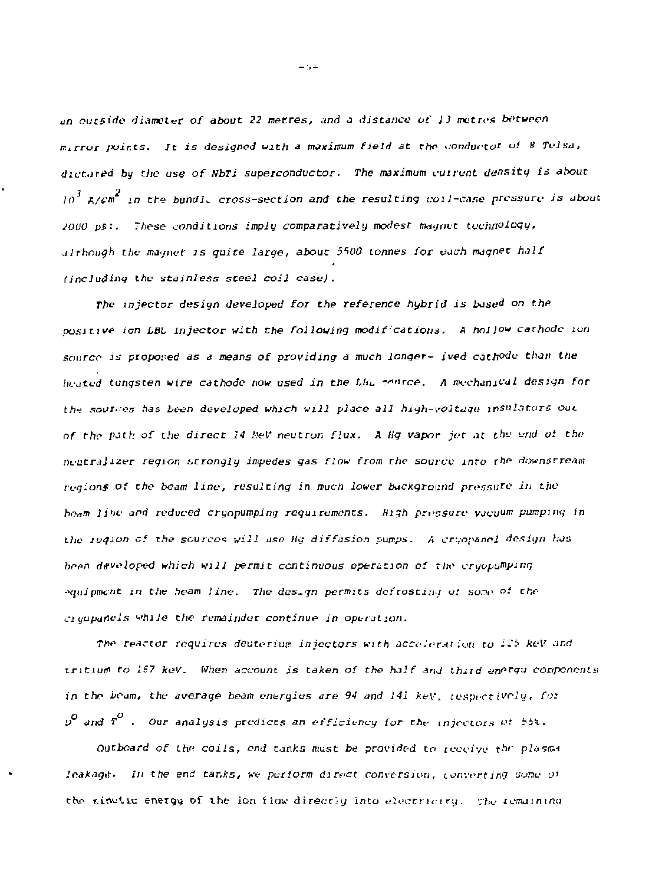an outside diameter of about 22 metres, and a distance of 13 metres between mirror points. It is designed with a maximum field at the conductor of 8 Tesla, dictated by the use of NbTi superconductor. The maximum current density is about $10^3$ A/cm$^2$ in the bundle cross-section and the resulting coil-case pressure is about 2000 psi. These conditions imply comparatively modest magnet technology, although the magnet is quite large, about 5500 tonnes for each magnet half (including the stainless steel coil case).

The injector design developed for the reference hybrid is based on the positive ion LBL injector with the following modifications. A hollow cathode ion source is proposed as a means of providing a much longer-lived cathode than the heated tungsten wire cathode now used in the LBL source. A mechanical design for the sources has been developed which will place all high-voltage insulators out of the path of the direct 14 MeV neutron flux. A Hg vapor jet at the end of the neutralizer region strongly impedes gas flow from the source into the downstream regions of the beam line, resulting in much lower background pressure in the beam line and reduced cryopumping requirements. High pressure vacuum pumping in the region of the sources will use Hg diffusion pumps. A cryopanel design has been developed which will permit continuous operation of the cryopumping equipment in the beam line. The design permits defrosting of some of the cryopanels while the remainder continue in operation.

The reactor requires deuterium injectors with acceleration to 125 keV and tritium to 187 keV. When account is taken of the half and third energy components in the beam, the average beam energies are 94 and 141 keV, respectively, for $D^0$ and $T^0$. Our analysis predicts an efficiency for the injectors of 55%.

Outboard of the coils, end tanks must be provided to receive the plasma leakage. In the end tanks, we perform direct conversion, converting some of the kinetic energy of the ion flow directly into electricity. The remaining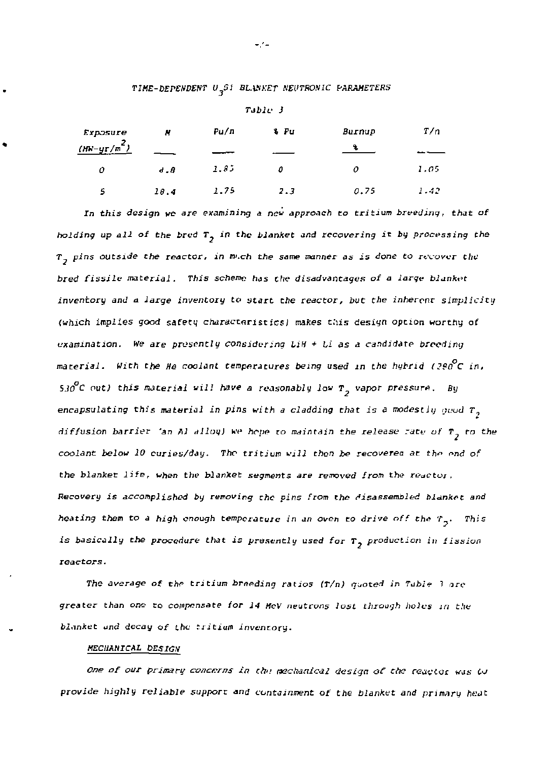### TIME-DEPENDENT $U_3Si$ BLANKET NEUTRONIC PARAMETERS

Table 3

| Exposure ($MW\text{-}yr/m^2$) | M | Pu/n | % Pu | Burnup % | T/n |
|---|---|---|---|---|---|
| 0 | 8.8 | 1.85 | 0 | 0 | 1.05 |
| 5 | 18.4 | 1.75 | 2.3 | 0.75 | 1.42 |

*In this design we are examining a new approach to tritium breeding, that of holding up all of the bred $T_2$ in the blanket and recovering it by processing the $T_2$ pins outside the reactor, in much the same manner as is done to recover the bred fissile material. This scheme has the disadvantages of a large blanket inventory and a large inventory to start the reactor, but the inherent simplicity (which implies good safety characteristics) makes this design option worthy of examination. We are presently considering LiH + Li as a candidate breeding material. With the He coolant temperatures being used in the hybrid (280°C in, 530°C out) this material will have a reasonably low $T_2$ vapor pressure. By encapsulating this material in pins with a cladding that is a modestly good $T_2$ diffusion barrier (an Al alloy) we hope to maintain the release rate of $T_2$ to the coolant below 10 curies/day. The tritium will then be recovered at the end of the blanket life, when the blanket segments are removed from the reactor. Recovery is accomplished by removing the pins from the disassembled blanket and heating them to a high enough temperature in an oven to drive off the $T_2$. This is basically the procedure that is presently used for $T_2$ production in fission reactors.*

*The average of the tritium breeding ratios (T/n) quoted in Table 3 are greater than one to compensate for 14 MeV neutrons lost through holes in the blanket and decay of the tritium inventory.*

## MECHANICAL DESIGN

*One of our primary concerns in the mechanical design of the reactor was to provide highly reliable support and containment of the blanket and primary heat*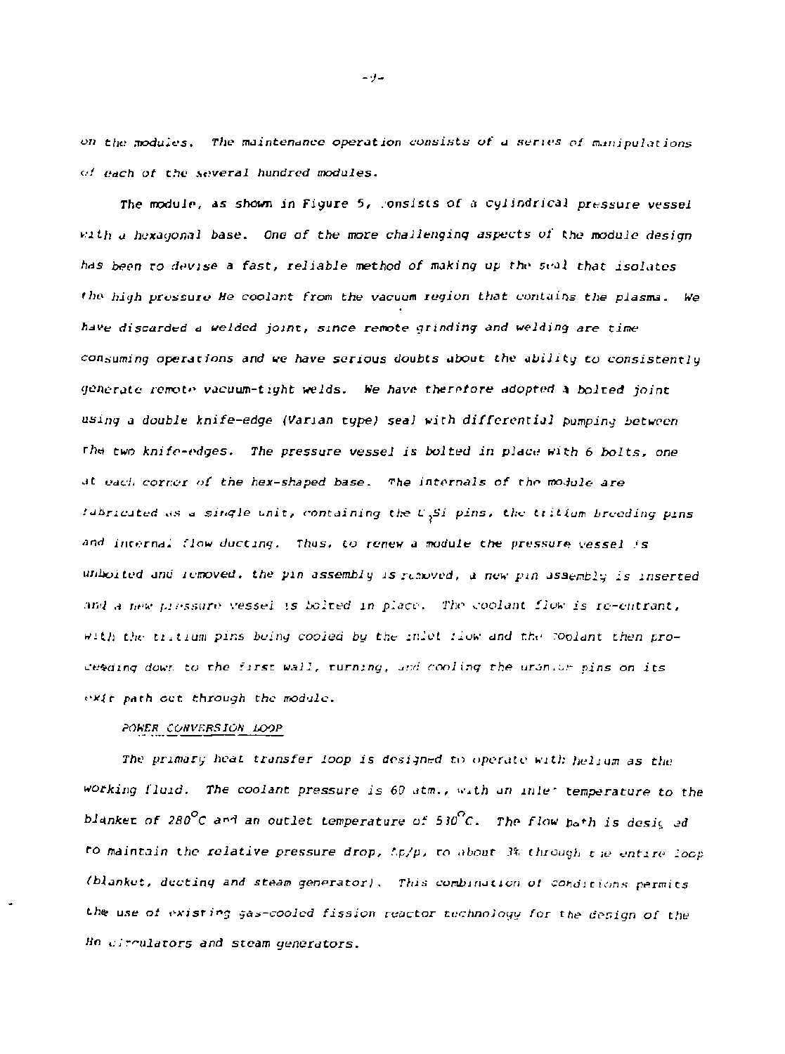on the modules. The maintenance operation consists of a series of manipulations of each of the several hundred modules.

The module, as shown in Figure 5, consists of a cylindrical pressure vessel with a hexagonal base. One of the more challenging aspects of the module design has been to devise a fast, reliable method of making up the seal that isolates the high pressure He coolant from the vacuum region that contains the plasma. We have discarded a welded joint, since remote grinding and welding are time consuming operations and we have serious doubts about the ability to consistently generate remote vacuum-tight welds. We have therefore adopted a bolted joint using a double knife-edge (Varian type) seal with differential pumping between the two knife-edges. The pressure vessel is bolted in place with 6 bolts, one at each corner of the hex-shaped base. The internals of the module are fabricated as a single unit, containing the $U_3Si$ pins, the tritium breeding pins and internal flow ducting. Thus, to renew a module the pressure vessel is unbolted and removed, the pin assembly is removed, a new pin assembly is inserted and a new pressure vessel is bolted in place. The coolant flow is re-entrant, with the tritium pins being cooled by the inlet flow and the coolant then proceeding down to the first wall, turning, and cooling the uranium pins on its exit path out through the module.

## POWER CONVERSION LOOP

The primary heat transfer loop is designed to operate with helium as the working fluid. The coolant pressure is 60 atm., with an inlet temperature to the blanket of 280$^{\circ}$C and an outlet temperature of 530$^{\circ}$C. The flow path is designed to maintain the relative pressure drop, $\Delta p/p$, to about 3% through the entire loop (blanket, ducting and steam generator). This combination of conditions permits the use of existing gas-cooled fission reactor technology for the design of the He circulators and steam generators.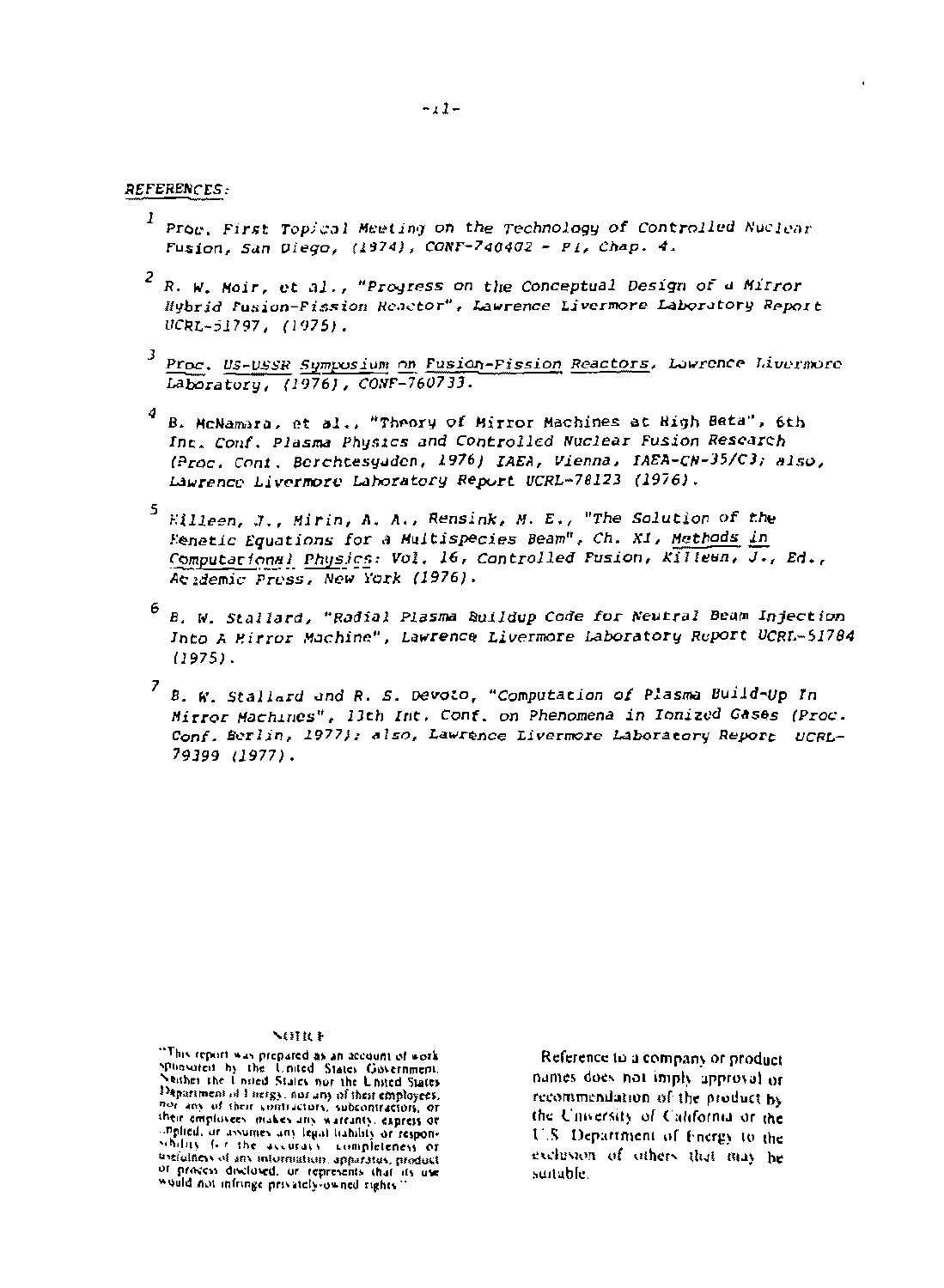*REFERENCES:*

[1] Proc. First Topical Meeting on the Technology of Controlled Nuclear Fusion, San Diego, (1974), CONF-740402 - P1, Chap. 4.

[2] R. W. Moir, et al., "Progress on the Conceptual Design of a Mirror Hybrid Fusion-Fission Reactor", Lawrence Livermore Laboratory Report UCRL-51797, (1975).

[3] Proc. US-USSR Symposium on Fusion-Fission Reactors, Lawrence Livermore Laboratory, (1976), CONF-760733.

[4] B. McNamara, et al., "Theory of Mirror Machines at High Beta", 6th Int. Conf. Plasma Physics and Controlled Nuclear Fusion Research (Proc. Conf. Berchtesgaden, 1976) IAEA, Vienna, IAEA-CN-35/C3; also, Lawrence Livermore Laboratory Report UCRL-78123 (1976).

[5] Killeen, J., Mirin, A. A., Rensink, M. E., "The Solution of the Kenetic Equations for a Multispecies Beam", Ch. XI, Methods in Computational Physics: Vol. 16, Controlled Fusion, Killeen, J., Ed., Academic Press, New York (1976).

[6] B. W. Stallard, "Radial Plasma Buildup Code for Neutral Beam Injection Into A Mirror Machine", Lawrence Livermore Laboratory Report UCRL-51784 (1975).

[7] B. W. Stallard and R. S. Devoto, "Computation of Plasma Build-Up In Mirror Machines", 13th Int. Conf. on Phenomena in Ionized Gases (Proc. Conf. Berlin, 1977); also, Lawrence Livermore Laboratory Report UCRL-79399 (1977).

NOTICE

"This report was prepared as an account of work sponsored by the United States Government. Neither the United States nor the United States Department of Energy, nor any of their employees, nor any of their contractors, subcontractors, or their employees, makes any warranty, express or implied, or assumes any legal liability or responsibility for the accuracy, completeness or usefulness of any information, apparatus, product or process disclosed, or represents that its use would not infringe privately-owned rights."

Reference to a company or product names does not imply approval or recommendation of the product by the University of California or the U.S. Department of Energy to the exclusion of others that may be suitable.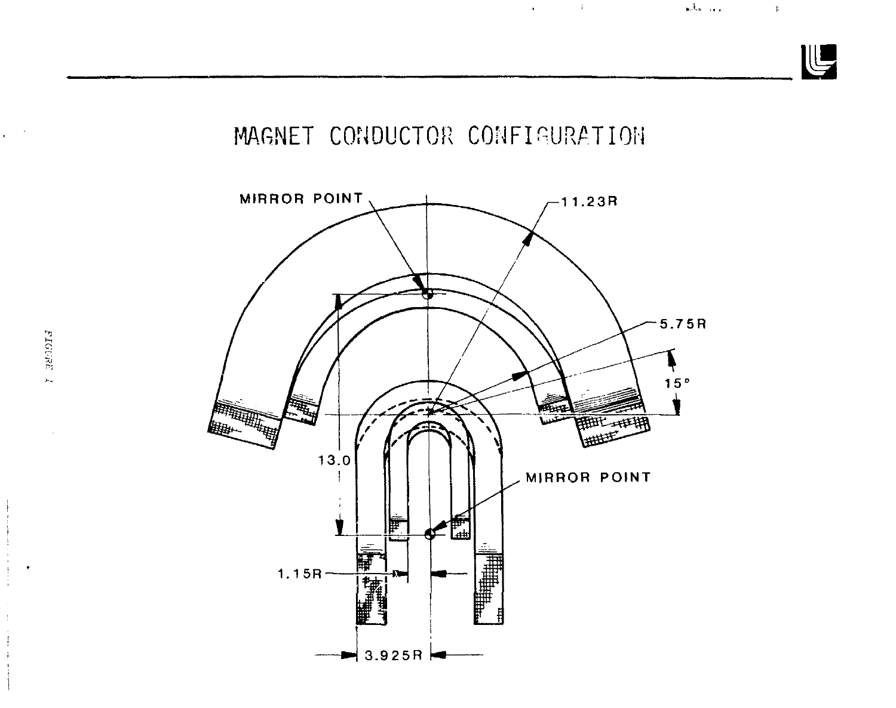# MAGNET CONDUCTOR CONFIGURATION

MIRROR POINT

11.23R

5.75R

15°

13.0

MIRROR POINT

1.15R

3.925R

FIGURE 1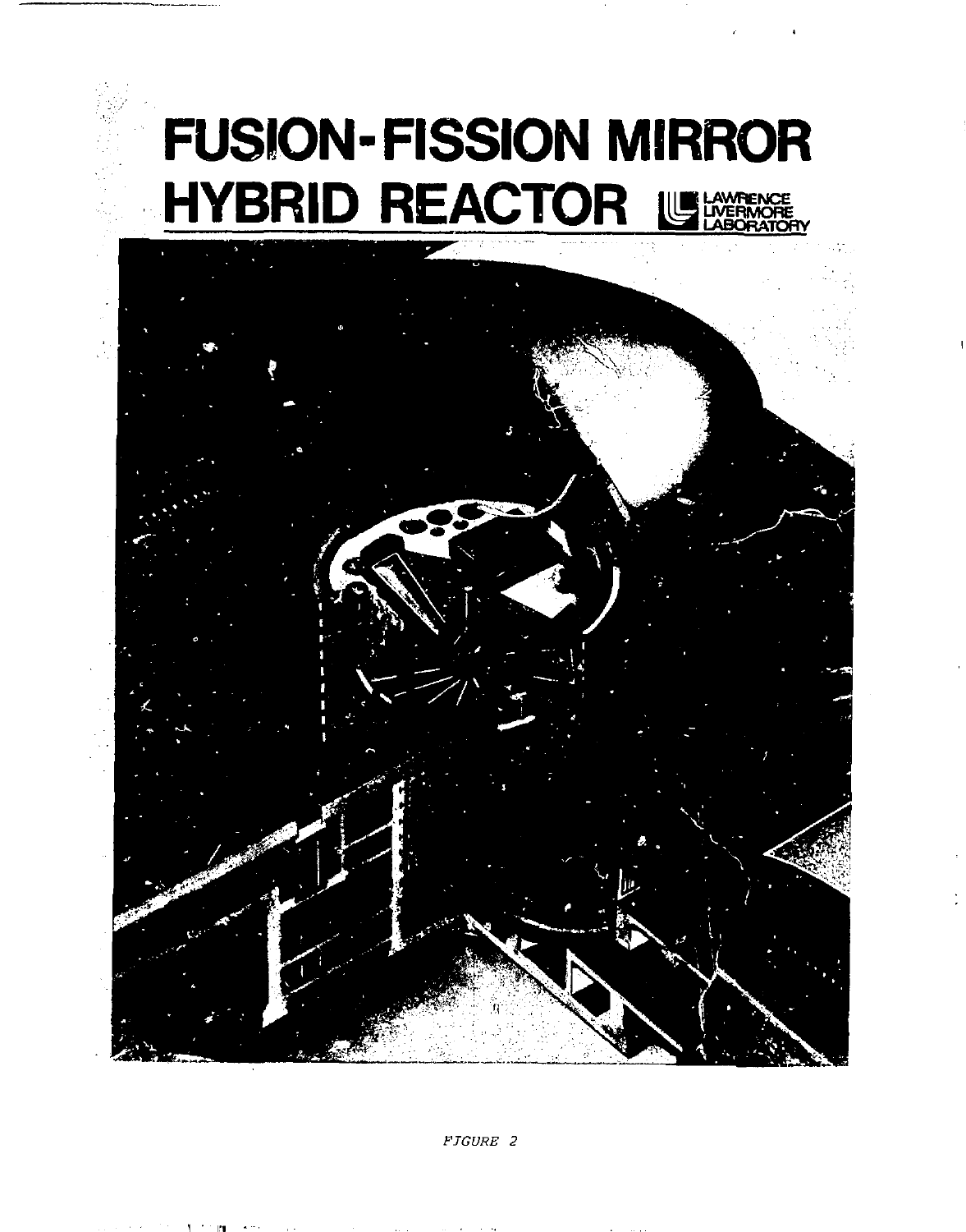# FUSION-FISSION MIRROR HYBRID REACTOR

LAWRENCE LIVERMORE LABORATORY

*FIGURE 2*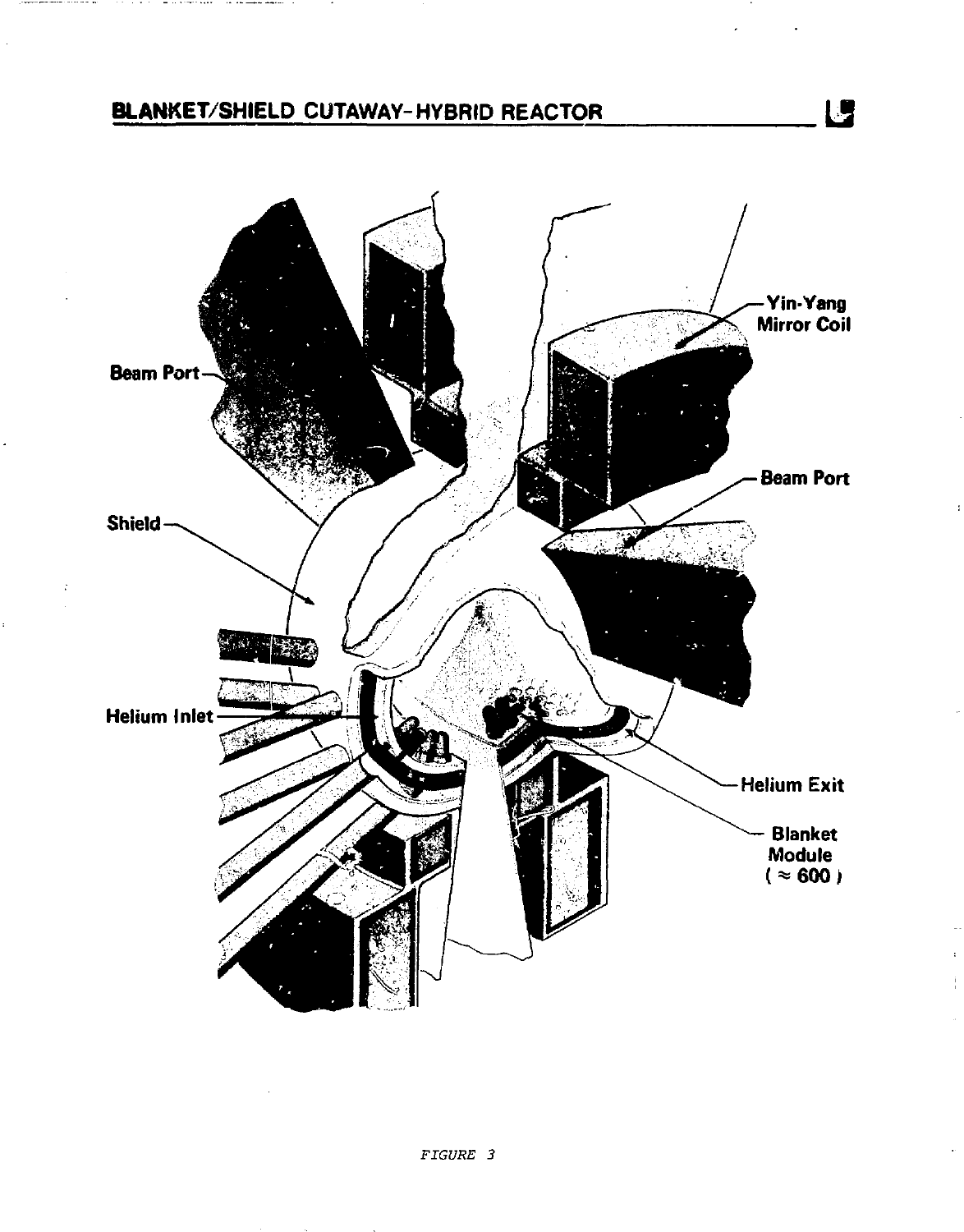## BLANKET/SHIELD CUTAWAY-HYBRID REACTOR

Beam Port

Yin-Yang Mirror Coil

Beam Port

Shield

Helium Inlet

Helium Exit

Blanket Module ( ≈ 600 )

*FIGURE 3*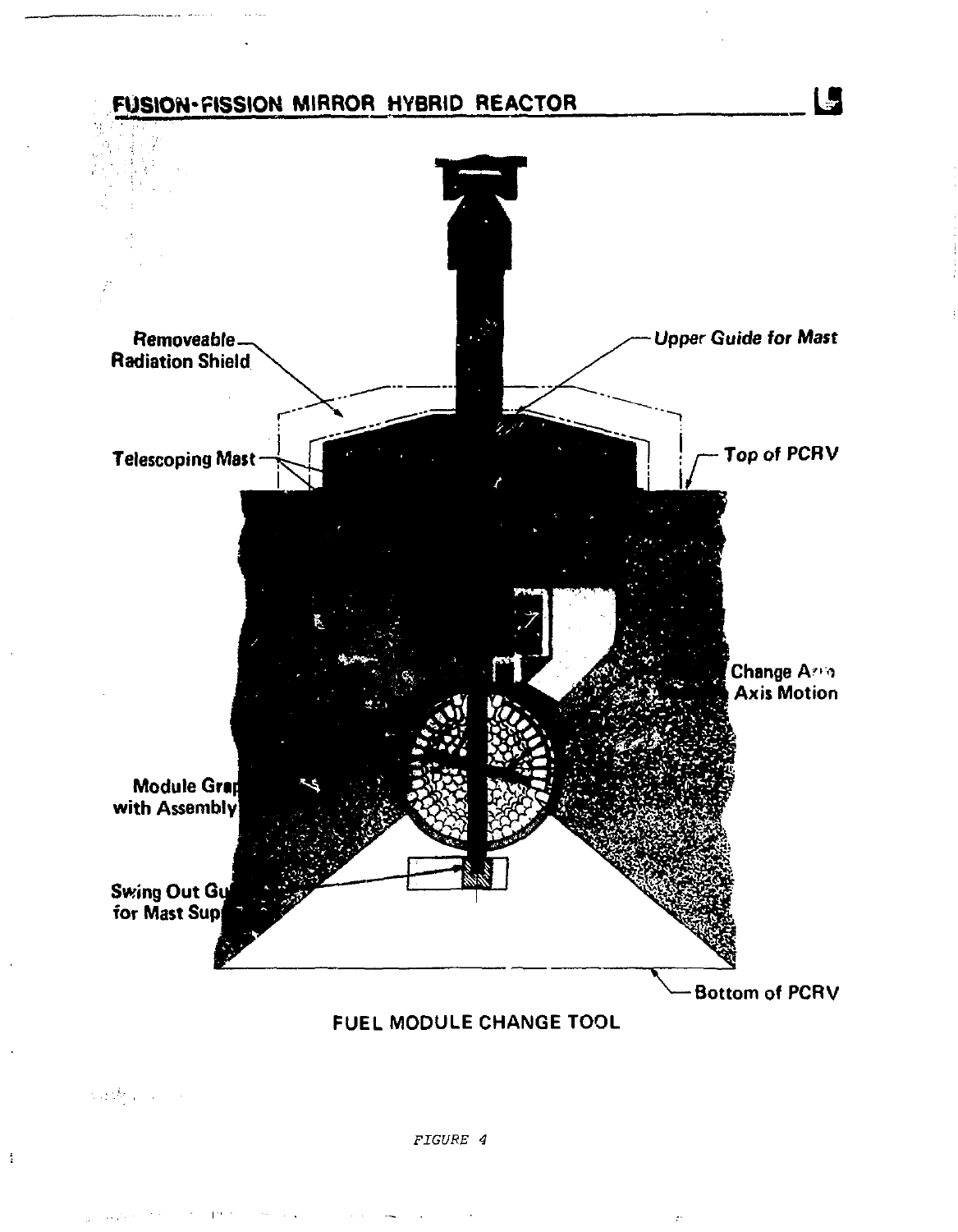FUEL MODULE CHANGE TOOL

FIGURE 4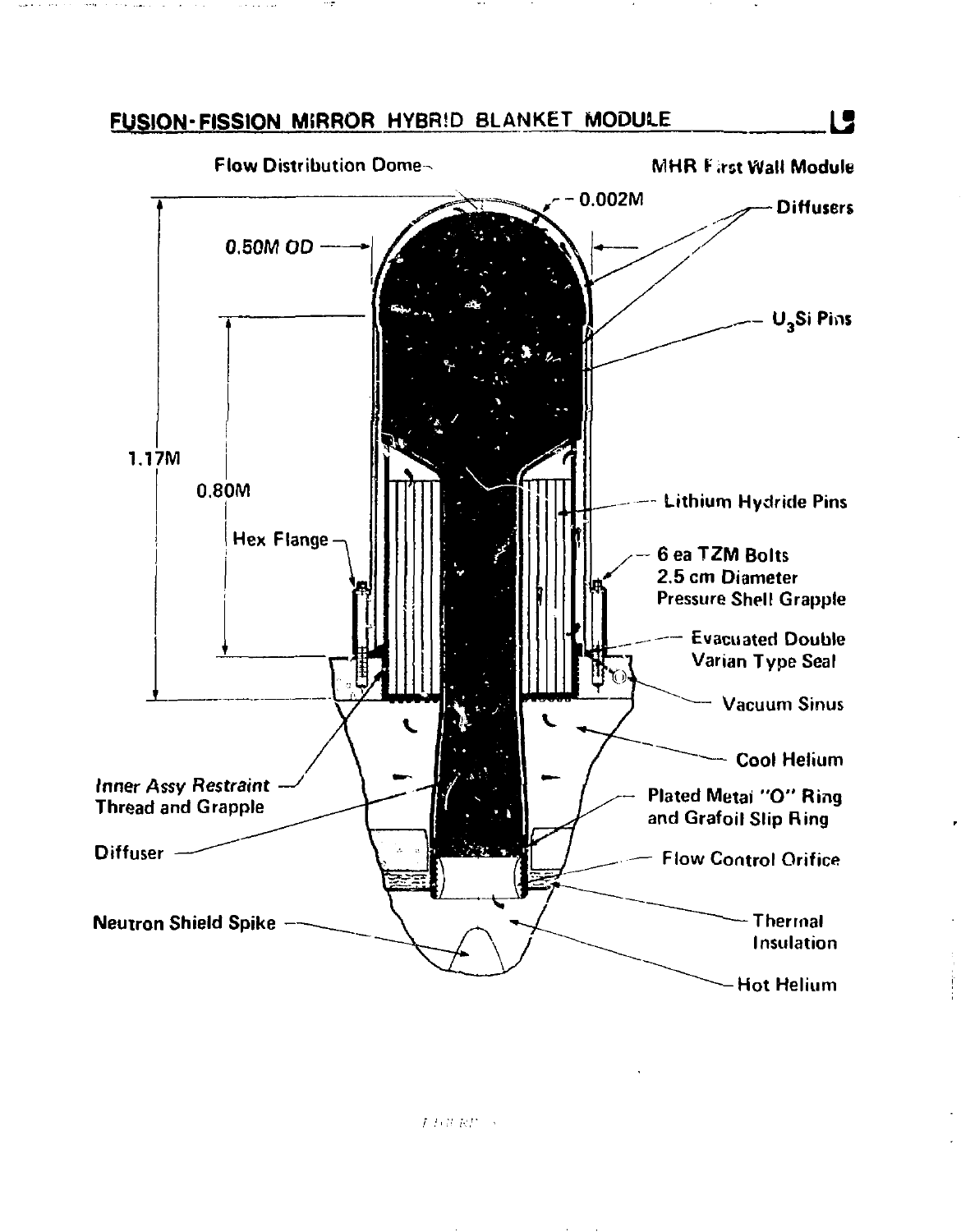## FUSION-FISSION MIRROR HYBRID BLANKET MODULE

Flow Distribution Dome

MHR First Wall Module

0.002M

Diffusers

0.50M OD

$U_3Si$ Pins

1.17M

0.80M

Lithium Hydride Pins

Hex Flange

6 ea TZM Bolts
2.5 cm Diameter
Pressure Shell Grapple

Evacuated Double
Varian Type Seal

Vacuum Sinus

Cool Helium

*Inner Assy Restraint*
Thread and Grapple

Plated Metal "O" Ring
and Grafoil Slip Ring

Diffuser

Flow Control Orifice

Thermal
Insulation

Neutron Shield Spike

Hot Helium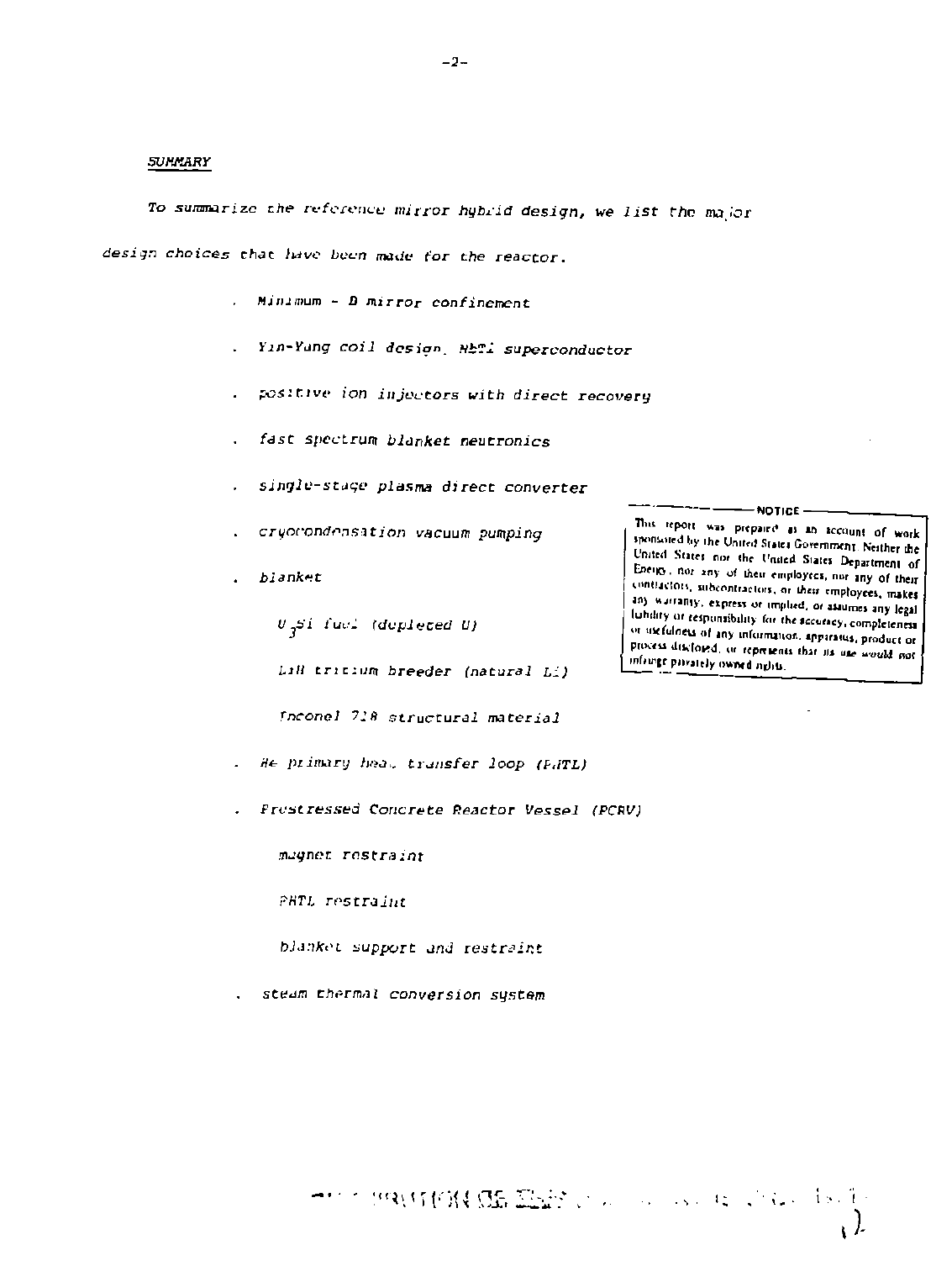## SUMMARY

To summarize the reference mirror hybrid design, we list the major design choices that have been made for the reactor.

- Minimum - B mirror confinement
- Yin-Yang coil design, NbTi superconductor
- positive ion injectors with direct recovery
- fast spectrum blanket neutronics
- single-stage plasma direct converter
- cryocondensation vacuum pumping
- blanket
  - $U_3Si$ fuel (depleted U)
  - LiH tritium breeder (natural Li)
  - Inconel 718 structural material
- He primary heat transfer loop (PHTL)
- Prestressed Concrete Reactor Vessel (PCRV)
  - magnet restraint
  - PHTL restraint
  - blanket support and restraint
- steam thermal conversion system

NOTICE

This report was prepared as an account of work sponsored by the United States Government. Neither the United States nor the United States Department of Energy, nor any of their employees, nor any of their contractors, subcontractors, or their employees, makes any warranty, express or implied, or assumes any legal liability or responsibility for the accuracy, completeness or usefulness of any information, apparatus, product or process disclosed, or represents that its use would not infringe privately owned rights.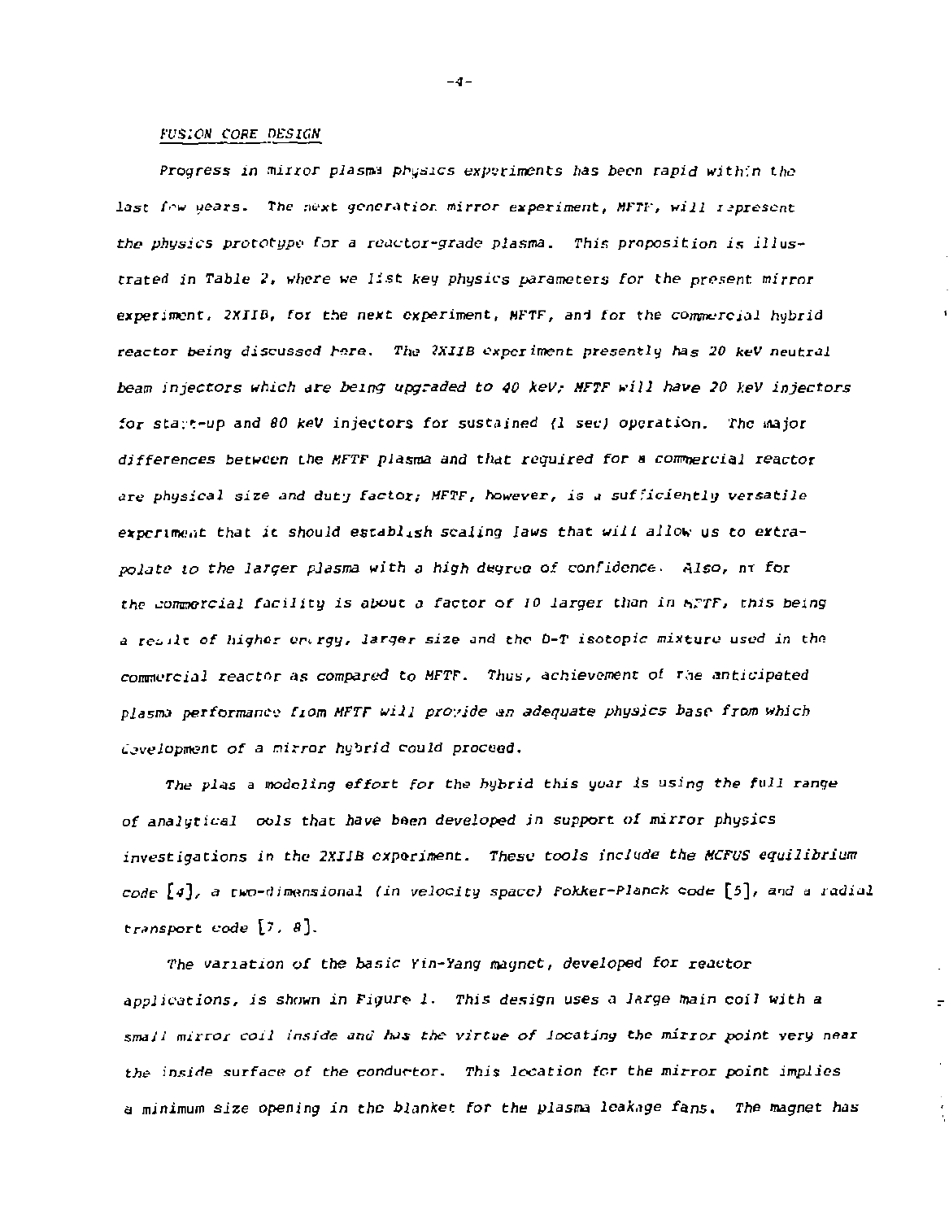## FUSION CORE DESIGN

*Progress in mirror plasma physics experiments has been rapid within the last few years. The next generation mirror experiment, MFTF, will represent the physics prototype for a reactor-grade plasma. This proposition is illustrated in Table 2, where we list key physics parameters for the present mirror experiment, 2XIIB, for the next experiment, MFTF, and for the commercial hybrid reactor being discussed here. The 2XIIB experiment presently has 20 keV neutral beam injectors which are being upgraded to 40 keV; MFTF will have 20 keV injectors for start-up and 80 keV injectors for sustained (1 sec) operation. The major differences between the MFTF plasma and that required for a commercial reactor are physical size and duty factor; MFTF, however, is a sufficiently versatile experiment that it should establish scaling laws that will allow us to extrapolate to the larger plasma with a high degree of confidence. Also, $n\tau$ for the commercial facility is about a factor of 10 larger than in MFTF, this being a result of higher energy, larger size and the D-T isotopic mixture used in the commercial reactor as compared to MFTF. Thus, achievement of the anticipated plasma performance from MFTF will provide an adequate physics base from which development of a mirror hybrid could proceed.*

*The plasma modeling effort for the hybrid this year is using the full range of analytical tools that have been developed in support of mirror physics investigations in the 2XIIB experiment. These tools include the MCFUS equilibrium code [4], a two-dimensional (in velocity space) Fokker-Planck code [5], and a radial transport code [7, 8].*

*The variation of the basic Yin-Yang magnet, developed for reactor applications, is shown in Figure 1. This design uses a large main coil with a small mirror coil inside and has the virtue of locating the mirror point very near the inside surface of the conductor. This location for the mirror point implies a minimum size opening in the blanket for the plasma leakage fans. The magnet has*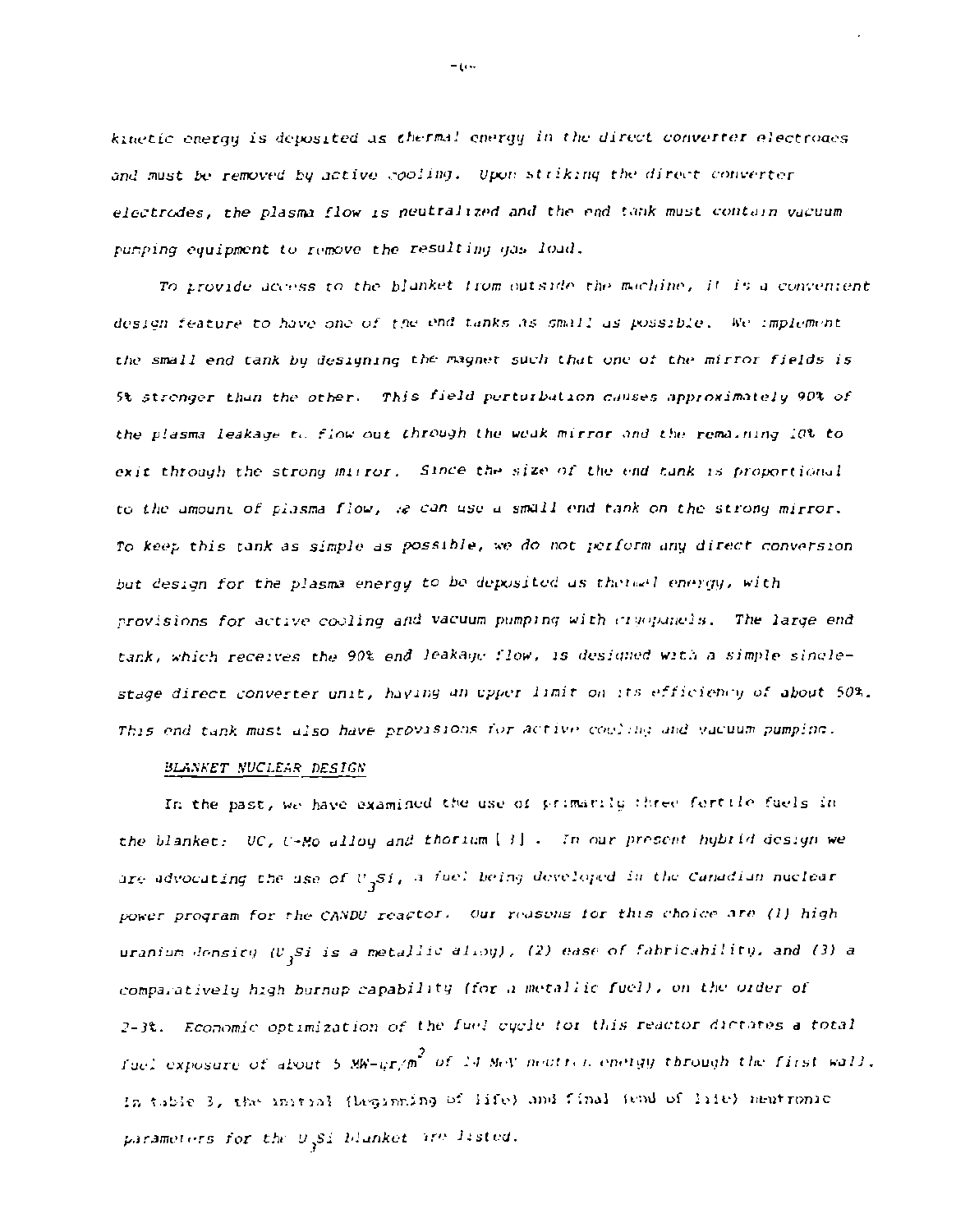*kinetic energy is deposited as thermal energy in the direct converter electrodes and must be removed by active cooling. Upon striking the direct converter electrodes, the plasma flow is neutralized and the end tank must contain vacuum pumping equipment to remove the resulting gas load.*

*To provide access to the blanket from outside the machine, it is a convenient design feature to have one of the end tanks as small as possible. We implement the small end tank by designing the magnet such that one of the mirror fields is 5% stronger than the other. This field perturbation causes approximately 90% of the plasma leakage to flow out through the weak mirror and the remaining 10% to exit through the strong mirror. Since the size of the end tank is proportional to the amount of plasma flow, we can use a small end tank on the strong mirror. To keep this tank as simple as possible, we do not perform any direct conversion but design for the plasma energy to be deposited as thermal energy, with provisions for active cooling and vacuum pumping with cryopanels. The large end tank, which receives the 90% end leakage flow, is designed with a simple single-stage direct converter unit, having an upper limit on its efficiency of about 50%. This end tank must also have provisions for active cooling and vacuum pumping.*

*BLANKET NUCLEAR DESIGN*

*In the past, we have examined the use of primarily three fertile fuels in the blanket: UC, U-Mo alloy and thorium [3]. In our present hybrid design we are advocating the use of $U_3Si$, a fuel being developed in the Canadian nuclear power program for the CANDU reactor. Our reasons for this choice are (1) high uranium density ($U_3Si$ is a metallic alloy), (2) ease of fabricability, and (3) a comparatively high burnup capability (for a metallic fuel), on the order of 2-3%. Economic optimization of the fuel cycle for this reactor dictates a total fuel exposure of about 5 MW-yr/$m^2$ of 14 MeV neutron energy through the first wall. In table 3, the initial (beginning of life) and final (end of life) neutronic parameters for the $U_3Si$ blanket are listed.*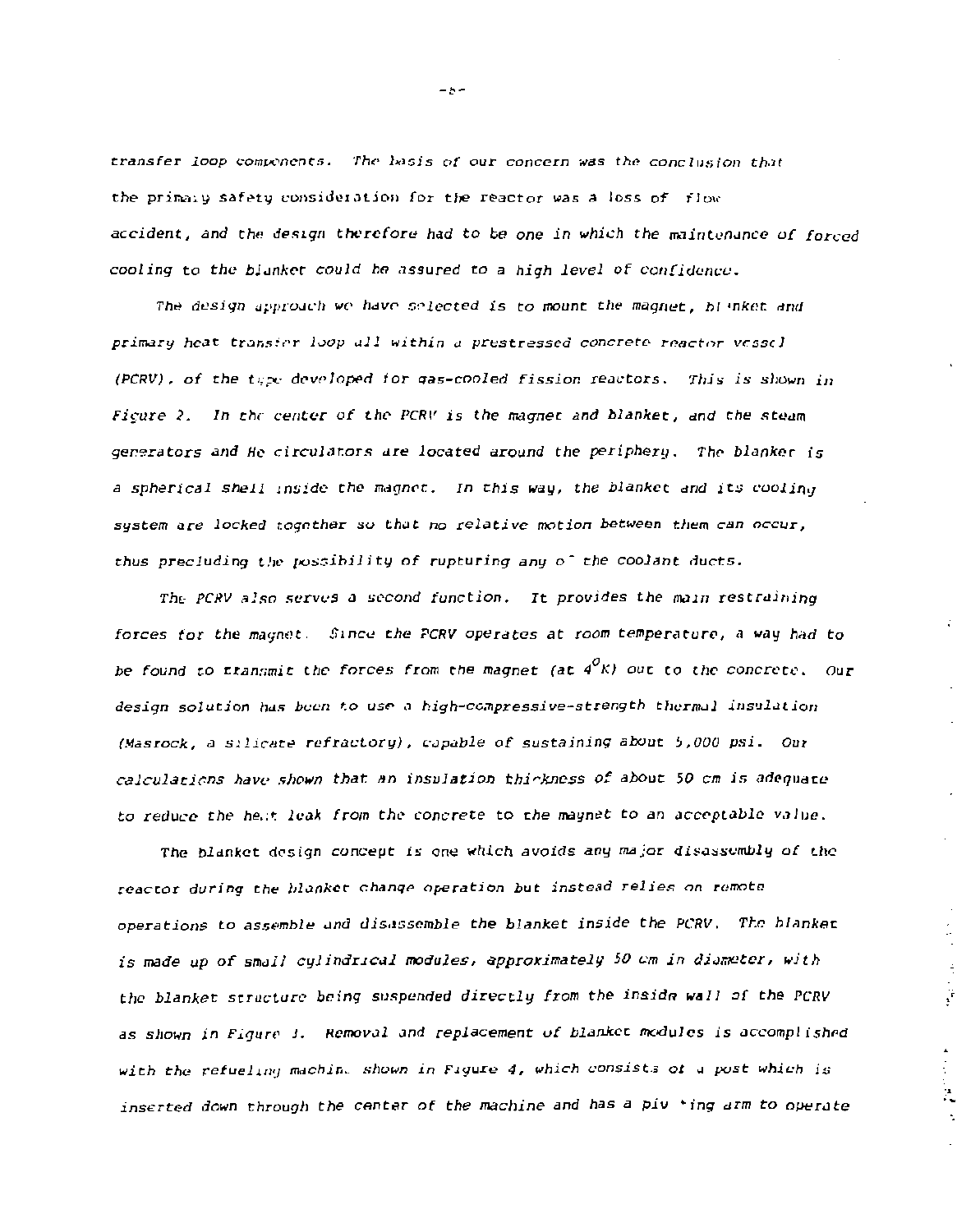transfer loop components. The basis of our concern was the conclusion that the primary safety consideration for the reactor was a loss of flow accident, and the design therefore had to be one in which the maintenance of forced cooling to the blanket could be assured to a high level of confidence.

The design approach we have selected is to mount the magnet, blanket and primary heat transfer loop all within a prestressed concrete reactor vessel (PCRV), of the type developed for gas-cooled fission reactors. This is shown in Figure 2. In the center of the PCRV is the magnet and blanket, and the steam generators and He circulators are located around the periphery. The blanket is a spherical shell inside the magnet. In this way, the blanket and its cooling system are locked together so that no relative motion between them can occur, thus precluding the possibility of rupturing any of the coolant ducts.

The PCRV also serves a second function. It provides the main restraining forces for the magnet. Since the PCRV operates at room temperature, a way had to be found to transmit the forces from the magnet (at $4^{0}K$) out to the concrete. Our design solution has been to use a high-compressive-strength thermal insulation (Masrock, a silicate refractory), capable of sustaining about 5,000 psi. Our calculations have shown that an insulation thickness of about 50 cm is adequate to reduce the heat leak from the concrete to the magnet to an acceptable value.

The blanket design concept is one which avoids any major disassembly of the reactor during the blanket change operation but instead relies on remote operations to assemble and disassemble the blanket inside the PCRV. The blanket is made up of small cylindrical modules, approximately 50 cm in diameter, with the blanket structure being suspended directly from the inside wall of the PCRV as shown in Figure 3. Removal and replacement of blanket modules is accomplished with the refueling machine shown in Figure 4, which consists of a post which is inserted down through the center of the machine and has a pivoting arm to operate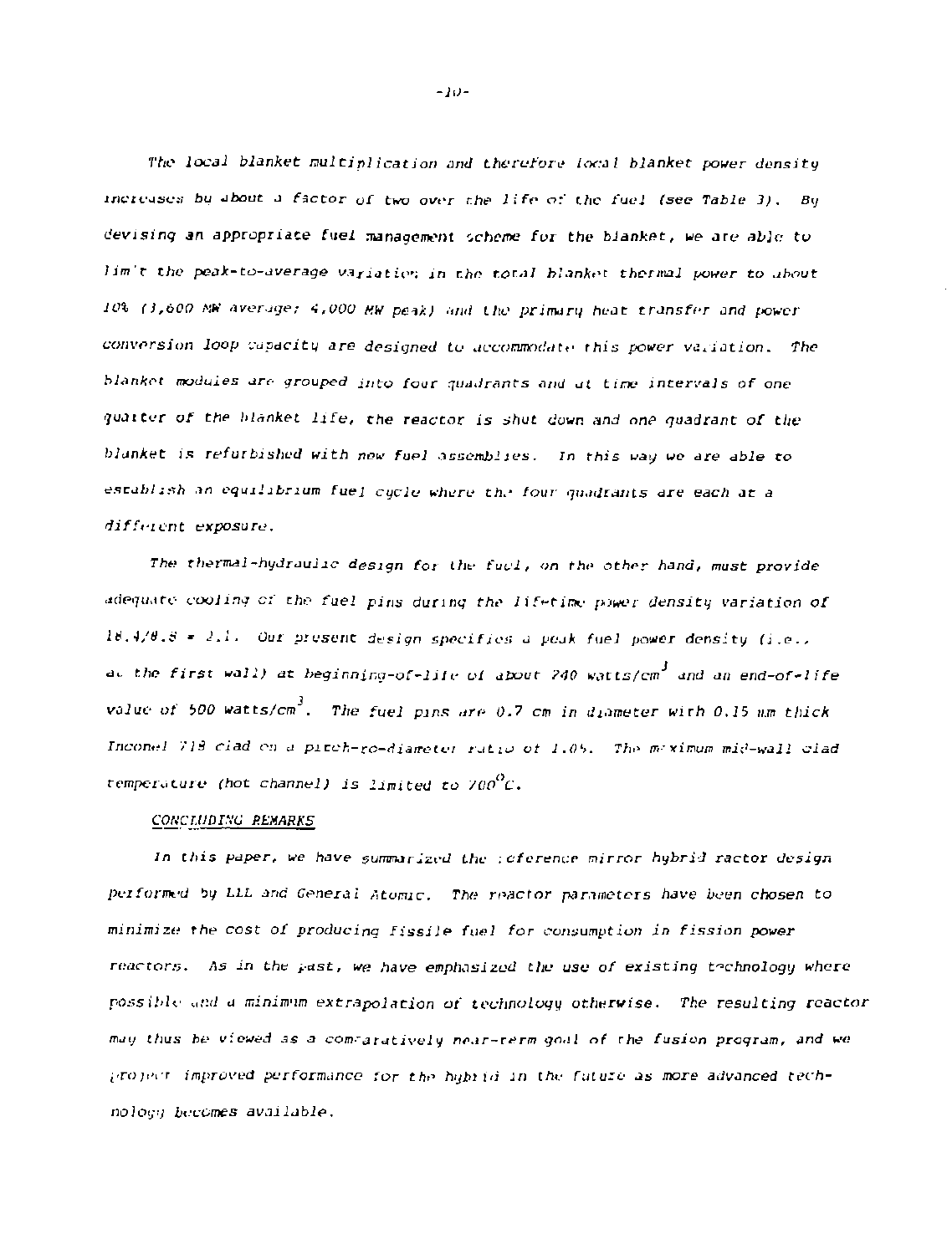*The local blanket multiplication and therefore local blanket power density increases by about a factor of two over the life of the fuel (see Table 3). By devising an appropriate fuel management scheme for the blanket, we are able to limit the peak-to-average variation in the total blanket thermal power to about 10% (3,600 MW average; 4,000 MW peak) and the primary heat transfer and power conversion loop capacity are designed to accommodate this power variation. The blanket modules are grouped into four quadrants and at time intervals of one quarter of the blanket life, the reactor is shut down and one quadrant of the blanket is refurbished with new fuel assemblies. In this way we are able to establish an equilibrium fuel cycle where the four quadrants are each at a different exposure.*

*The thermal-hydraulic design for the fuel, on the other hand, must provide adequate cooling of the fuel pins during the life-time power density variation of 18.4/8.8 = 2.1. Our present design specifies a peak fuel power density (i.e., at the first wall) at beginning-of-life of about 240 watts/cm$^3$ and an end-of-life value of 500 watts/cm$^3$. The fuel pins are 0.7 cm in diameter with 0.15 mm thick Inconel 718 clad on a pitch-to-diameter ratio of 1.05. The maximum mid-wall clad temperature (hot channel) is limited to 700$^{\circ}$C.*

## *CONCLUDING REMARKS*

*In this paper, we have summarized the reference mirror hybrid reactor design performed by LLL and General Atomic. The reactor parameters have been chosen to minimize the cost of producing fissile fuel for consumption in fission power reactors. As in the past, we have emphasized the use of existing technology where possible and a minimum extrapolation of technology otherwise. The resulting reactor may thus be viewed as a comparatively near-term goal of the fusion program, and we project improved performance for the hybrid in the future as more advanced technology becomes available.*